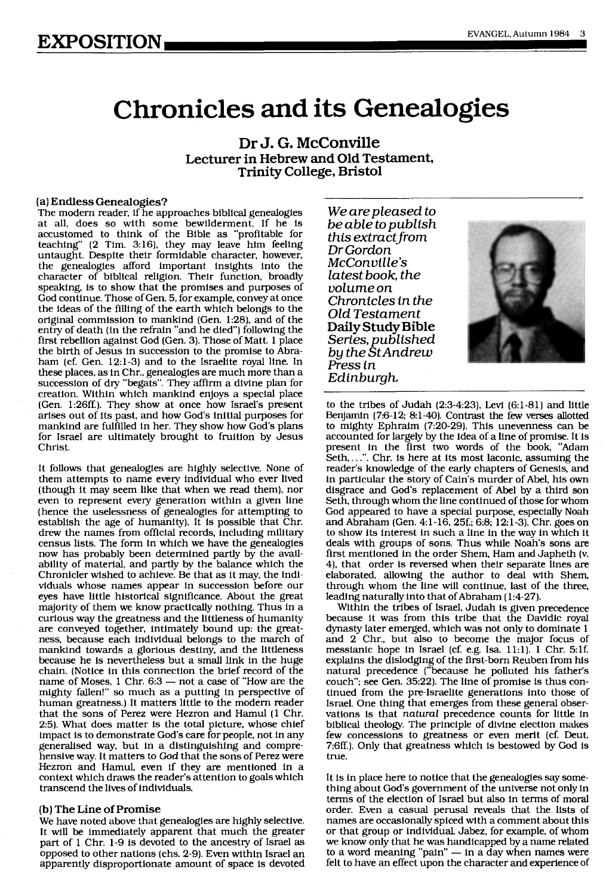# Chronicles and its Genealogies

**Dr J. G. McConville**
**Lecturer in Hebrew and Old Testament, Trinity College, Bristol**

### (a) Endless Genealogies?

The modern reader, if he approaches biblical genealogies at all, does so with some bewilderment. If he is accustomed to think of the Bible as "profitable for teaching" (2 Tim. 3:16), they may leave him feeling untaught. Despite their formidable character, however, the genealogies afford important insights into the character of biblical religion. Their function, broadly speaking, is to show that the promises and purposes of God continue. Those of Gen. 5, for example, convey at once the ideas of the filling of the earth which belongs to the original commission to mankind (Gen. 1:28), and of the entry of death (in the refrain "and he died") following the first rebellion against God (Gen. 3). Those of Matt. 1 place the birth of Jesus in succession to the promise to Abraham (cf. Gen. 12:1-3) and to the Israelite royal line. In these places, as in Chr., genealogies are much more than a succession of dry "begats". They affirm a divine plan for creation. Within which mankind enjoys a special place (Gen. 1:26ff.). They show at once how Israel's present arises out of its past, and how God's initial purposes for mankind are fulfilled in her. They show how God's plans for Israel are ultimately brought to fruition by Jesus Christ.

It follows that genealogies are highly selective. None of them attempts to name every individual who ever lived (though it may seem like that when we read them), nor even to represent every generation within a given line (hence the uselessness of genealogies for attempting to establish the age of humanity). It is possible that Chr. drew the names from official records, including military census lists. The form in which we have the genealogies now has probably been determined partly by the availability of material, and partly by the balance which the Chronicler wished to achieve. Be that as it may, the individuals whose names appear in succession before our eyes have little historical significance. About the great majority of them we know practically nothing. Thus in a curious way the greatness and the littleness of humanity are conveyed together, intimately bound up: the greatness, because each individual belongs to the march of mankind towards a glorious destiny, and the littleness because he is nevertheless but a small link in the huge chain. (Notice in this connection the brief record of the name of Moses, 1 Chr. 6:3 — not a case of "How are the mighty fallen!" so much as a putting in perspective of human greatness.) It matters little to the modern reader that the sons of Perez were Hezron and Hamul (1 Chr. 2:5). What does matter is the total picture, whose chief impact is to demonstrate God's care for people, not in any generalised way, but in a distinguishing and comprehensive way. It matters to *God* that the sons of Perez were Hezron and Hamul, even if they are mentioned in a context which draws the reader's attention to goals which transcend the lives of individuals.

### (b) The Line of Promise

We have noted above that genealogies are highly selective. It will be immediately apparent that much the greater part of 1 Chr. 1-9 is devoted to the ancestry of Israel as opposed to other nations (chs. 2-9). Even within Israel an apparently disproportionate amount of space is devoted to the tribes of Judah (2:3-4:23), Levi (6:1-81) and little Benjamin (7:6-12; 8:1-40). Contrast the few verses allotted to mighty Ephraim (7:20-29). This unevenness can be accounted for largely by the idea of a line of promise. It is present in the first two words of the book, "Adam Seth, ...". Chr. is here at its most laconic, assuming the reader's knowledge of the early chapters of Genesis, and in particular the story of Cain's murder of Abel, his own disgrace and God's replacement of Abel by a third son Seth, through whom the line continued of those for whom God appeared to have a special purpose, especially Noah and Abraham (Gen. 4:1-16, 25f.; 6:8; 12:1-3). Chr. goes on to show its interest in such a line in the way in which it deals with groups of sons. Thus while Noah's sons are first mentioned in the order Shem, Ham and Japheth (v. 4), that order is reversed when their separate lines are elaborated, allowing the author to deal with Shem, through whom the line will continue, last of the three, leading naturally into that of Abraham (1:4-27).

Within the tribes of Israel, Judah is given precedence because it was from this tribe that the Davidic royal dynasty later emerged, which was not only to dominate 1 and 2 Chr., but also to become the major focus of messianic hope in Israel (cf. e.g. Isa. 11:1). 1 Chr. 5:1f. explains the dislodging of the first-born Reuben from his natural precedence ("because he polluted his father's couch"; see Gen. 35:22). The line of promise is thus continued from the pre-Israelite generations into those of Israel. One thing that emerges from these general observations is that *natural* precedence counts for little in biblical theology. The principle of divine election makes few concessions to greatness or even merit (cf. Deut. 7:6ff.). Only that greatness which is bestowed by God is true.

It is in place here to notice that the genealogies say something about God's government of the universe not only in terms of the election of Israel but also in terms of moral order. Even a casual perusal reveals that the lists of names are occasionally spiced with a comment about this or that group or individual. Jabez, for example, of whom we know only that he was handicapped by a name related to a word meaning "pain" — in a day when names were felt to have an effect upon the character and experience of

*We are pleased to be able to publish this extract from Dr Gordon McConville's latest book, the volume on Chronicles in the Old Testament* **Daily Study Bible** *Series, published by the St Andrew Press in Edinburgh.*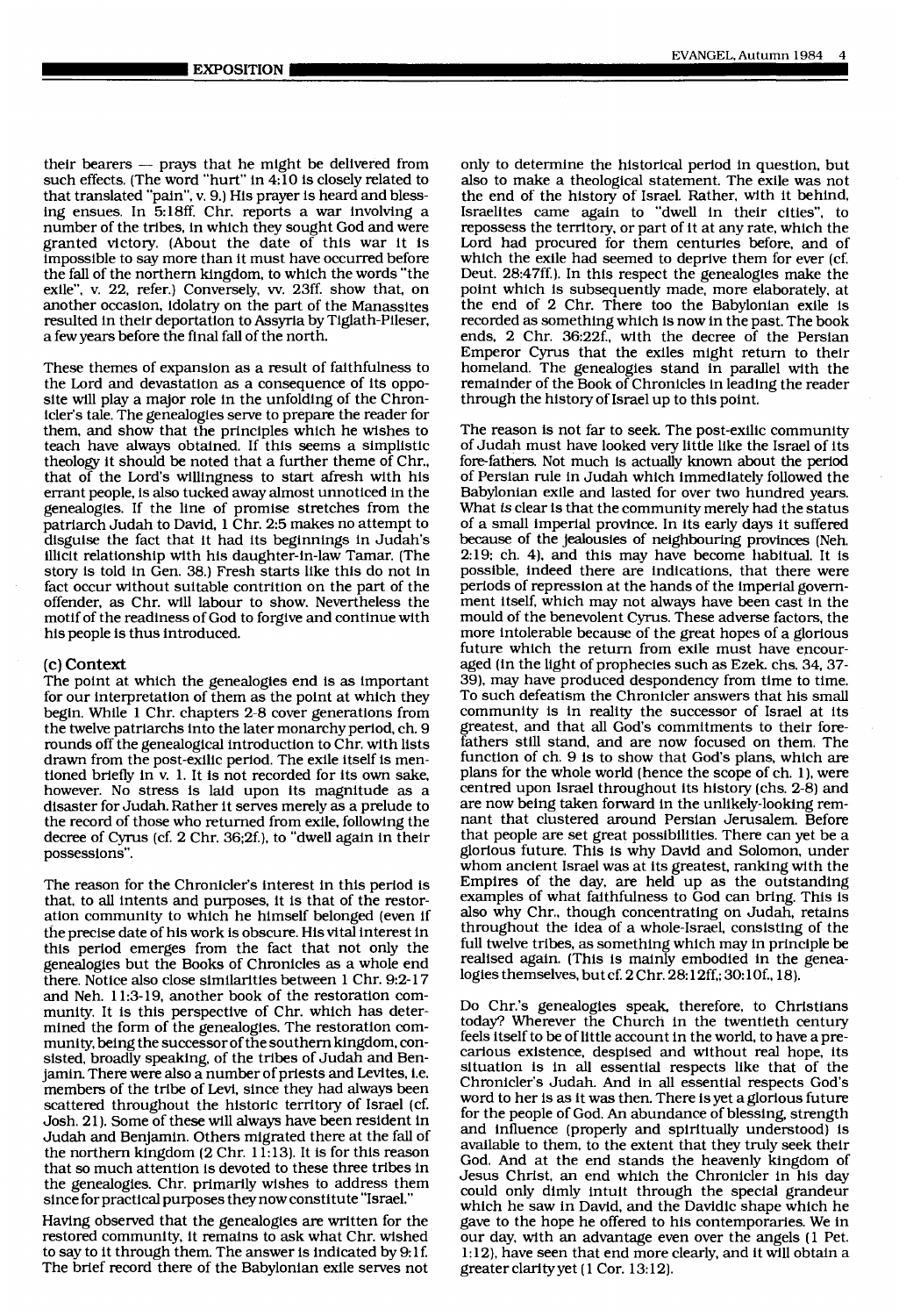their bearers — prays that he might be delivered from such effects. (The word "hurt" in 4:10 is closely related to that translated "pain", v. 9.) His prayer is heard and blessing ensues. In 5:18ff. Chr. reports a war involving a number of the tribes, in which they sought God and were granted victory. (About the date of this war it is impossible to say more than it must have occurred before the fall of the northern kingdom, to which the words "the exile", v. 22, refer.) Conversely, vv. 23ff. show that, on another occasion, idolatry on the part of the Manassites resulted in their deportation to Assyria by Tiglath-Pileser, a few years before the final fall of the north.

These themes of expansion as a result of faithfulness to the Lord and devastation as a consequence of its opposite will play a major role in the unfolding of the Chronicler's tale. The genealogies serve to prepare the reader for them, and show that the principles which he wishes to teach have always obtained. If this seems a simplistic theology it should be noted that a further theme of Chr., that of the Lord's willingness to start afresh with his errant people, is also tucked away almost unnoticed in the genealogies. If the line of promise stretches from the patriarch Judah to David, 1 Chr. 2:5 makes no attempt to disguise the fact that it had its beginnings in Judah's illicit relationship with his daughter-in-law Tamar. (The story is told in Gen. 38.) Fresh starts like this do not in fact occur without suitable contrition on the part of the offender, as Chr. will labour to show. Nevertheless the motif of the readiness of God to forgive and continue with his people is thus introduced.

### (c) Context

The point at which the genealogies end is as important for our interpretation of them as the point at which they begin. While 1 Chr. chapters 2-8 cover generations from the twelve patriarchs into the later monarchy period, ch. 9 rounds off the genealogical introduction to Chr. with lists drawn from the post-exilic period. The exile itself is mentioned briefly in v. 1. It is not recorded for its own sake, however. No stress is laid upon its magnitude as a disaster for Judah. Rather it serves merely as a prelude to the record of those who returned from exile, following the decree of Cyrus (cf. 2 Chr. 36;2f.), to "dwell again in their possessions".

The reason for the Chronicler's interest in this period is that, to all intents and purposes, it is that of the restoration community to which he himself belonged (even if the precise date of his work is obscure. His vital interest in this period emerges from the fact that not only the genealogies but the Books of Chronicles as a whole end there. Notice also close similarities between 1 Chr. 9:2-17 and Neh. 11:3-19, another book of the restoration community. It is this perspective of Chr. which has determined the form of the genealogies. The restoration community, being the successor of the southern kingdom, consisted, broadly speaking, of the tribes of Judah and Benjamin. There were also a number of priests and Levites, i.e. members of the tribe of Levi, since they had always been scattered throughout the historic territory of Israel (cf. Josh. 21). Some of these will always have been resident in Judah and Benjamin. Others migrated there at the fall of the northern kingdom (2 Chr. 11:13). It is for this reason that so much attention is devoted to these three tribes in the genealogies. Chr. primarily wishes to address them since for practical purposes they now constitute "Israel."

Having observed that the genealogies are written for the restored community, it remains to ask what Chr. wished to say to it through them. The answer is indicated by 9:1f. The brief record there of the Babylonian exile serves not only to determine the historical period in question, but also to make a theological statement. The exile was not the end of the history of Israel. Rather, with it behind, Israelites came again to "dwell in their cities", to repossess the territory, or part of it at any rate, which the Lord had procured for them centuries before, and of which the exile had seemed to deprive them for ever (cf. Deut. 28:47ff.). In this respect the genealogies make the point which is subsequently made, more elaborately, at the end of 2 Chr. There too the Babylonian exile is recorded as something which is now in the past. The book ends, 2 Chr. 36:22f., with the decree of the Persian Emperor Cyrus that the exiles might return to their homeland. The genealogies stand in parallel with the remainder of the Book of Chronicles in leading the reader through the history of Israel up to this point.

The reason is not far to seek. The post-exilic community of Judah must have looked very little like the Israel of its fore-fathers. Not much is actually known about the period of Persian rule in Judah which immediately followed the Babylonian exile and lasted for over two hundred years. What *is* clear is that the community merely had the status of a small imperial province. In its early days it suffered because of the jealousies of neighbouring provinces (Neh. 2:19; ch. 4), and this may have become habitual. It is possible, indeed there are indications, that there were periods of repression at the hands of the imperial government itself, which may not always have been cast in the mould of the benevolent Cyrus. These adverse factors, the more intolerable because of the great hopes of a glorious future which the return from exile must have encouraged (in the light of prophecies such as Ezek. chs. 34, 37-39), may have produced despondency from time to time. To such defeatism the Chronicler answers that his small community is in reality the successor of Israel at its greatest, and that all God's commitments to their forefathers still stand, and are now focused on them. The function of ch. 9 is to show that God's plans, which are plans for the whole world (hence the scope of ch. 1), were centred upon Israel throughout its history (chs. 2-8) and are now being taken forward in the unlikely-looking remnant that clustered around Persian Jerusalem. Before that people are set great possibilities. There can yet be a glorious future. This is why David and Solomon, under whom ancient Israel was at its greatest, ranking with the Empires of the day, are held up as the outstanding examples of what faithfulness to God can bring. This is also why Chr., though concentrating on Judah, retains throughout the idea of a whole-Israel, consisting of the full twelve tribes, as something which may in principle be realised again. (This is mainly embodied in the genealogies themselves, but cf. 2 Chr. 28:12ff.; 30:10f., 18).

Do Chr.'s genealogies speak, therefore, to Christians today? Wherever the Church in the twentieth century feels itself to be of little account in the world, to have a precarious existence, despised and without real hope, its situation is in all essential respects like that of the Chronicler's Judah. And in all essential respects God's word to her is as it was then. There is yet a glorious future for the people of God. An abundance of blessing, strength and influence (properly and spiritually understood) is available to them, to the extent that they truly seek their God. And at the end stands the heavenly kingdom of Jesus Christ, an end which the Chronicler in his day could only dimly intuit through the special grandeur which he saw in David, and the Davidic shape which he gave to the hope he offered to his contemporaries. We in our day, with an advantage even over the angels (1 Pet. 1:12), have seen that end more clearly, and it will obtain a greater clarity yet (1 Cor. 13:12).